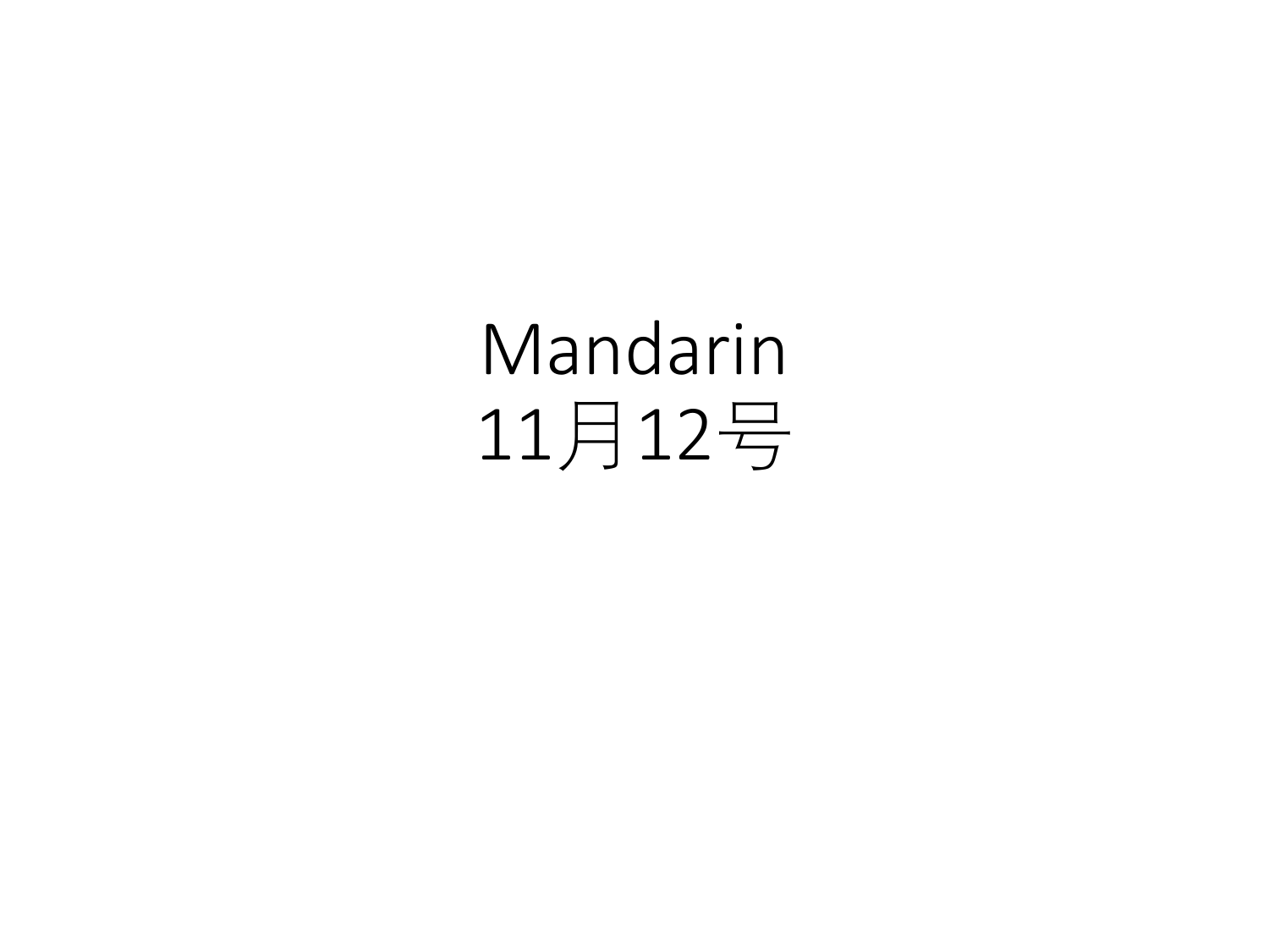# Mandarin

# 11月12号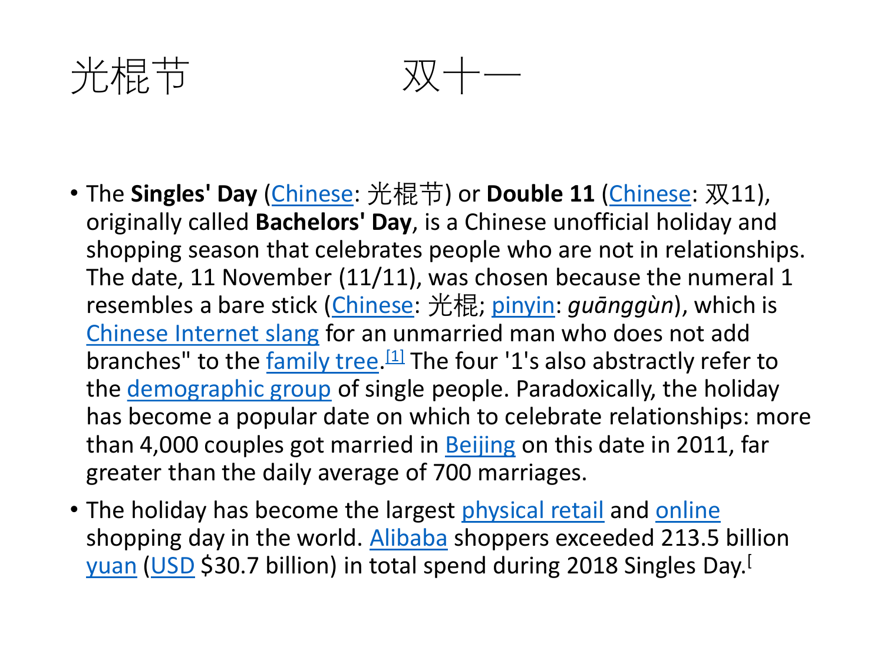# 光棍节　　　　　双十一

- The **Singles' Day** (Chinese: 光棍节) or **Double 11** (Chinese: 双11), originally called **Bachelors' Day**, is a Chinese unofficial holiday and shopping season that celebrates people who are not in relationships. The date, 11 November (11/11), was chosen because the numeral 1 resembles a bare stick (Chinese: 光棍; pinyin: *guānggùn*), which is Chinese Internet slang for an unmarried man who does not add branches" to the family tree.[1] The four '1's also abstractly refer to the demographic group of single people. Paradoxically, the holiday has become a popular date on which to celebrate relationships: more than 4,000 couples got married in Beijing on this date in 2011, far greater than the daily average of 700 marriages.
- The holiday has become the largest physical retail and online shopping day in the world. Alibaba shoppers exceeded 213.5 billion yuan (USD $30.7 billion) in total spend during 2018 Singles Day.[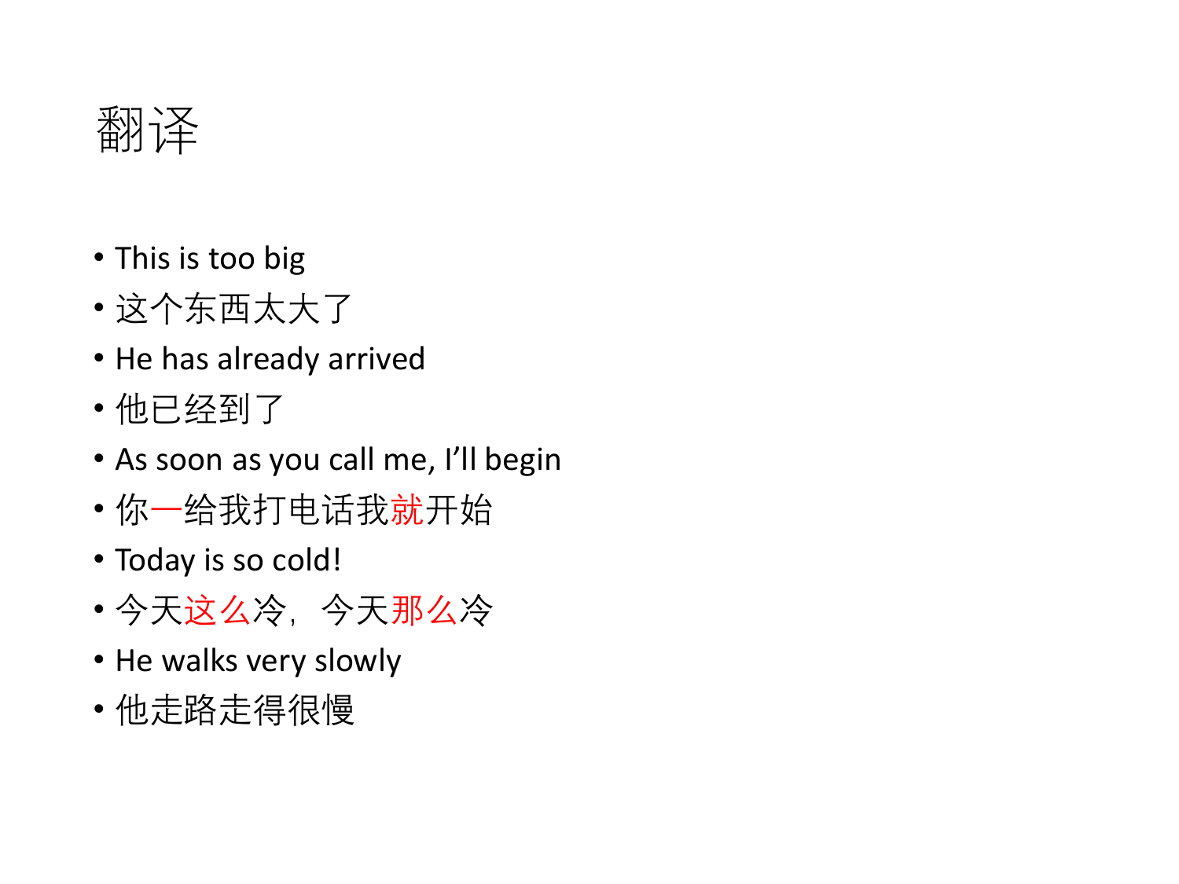# 翻译

- This is too big
- 这个东西太大了
- He has already arrived
- 他已经到了
- As soon as you call me, I'll begin
- 你一给我打电话我就开始
- Today is so cold!
- 今天这么冷，今天那么冷
- He walks very slowly
- 他走路走得很慢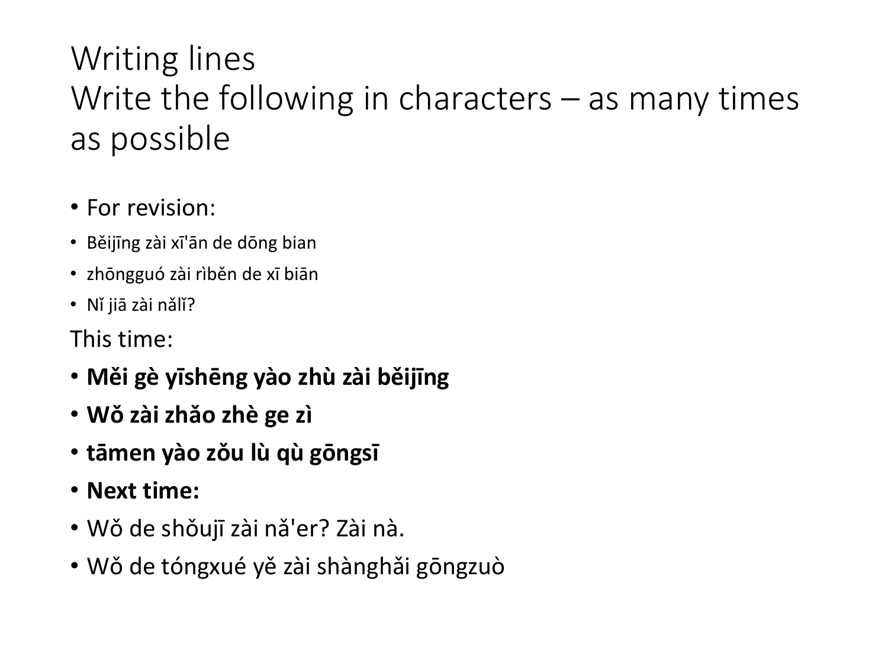# Writing lines
# Write the following in characters – as many times as possible

- For revision:
  - Běijīng zài xī'ān de dōng bian
  - zhōngguó zài rìběn de xī biān
  - Nǐ jiā zài nǎlǐ?

This time:

- **Měi gè yīshēng yào zhù zài běijīng**
- **Wǒ zài zhǎo zhè ge zì**
- **tāmen yào zǒu lù qù gōngsī**
- **Next time:**
- Wǒ de shǒujī zài nǎ'er? Zài nà.
- Wǒ de tóngxué yě zài shànghǎi gōngzuò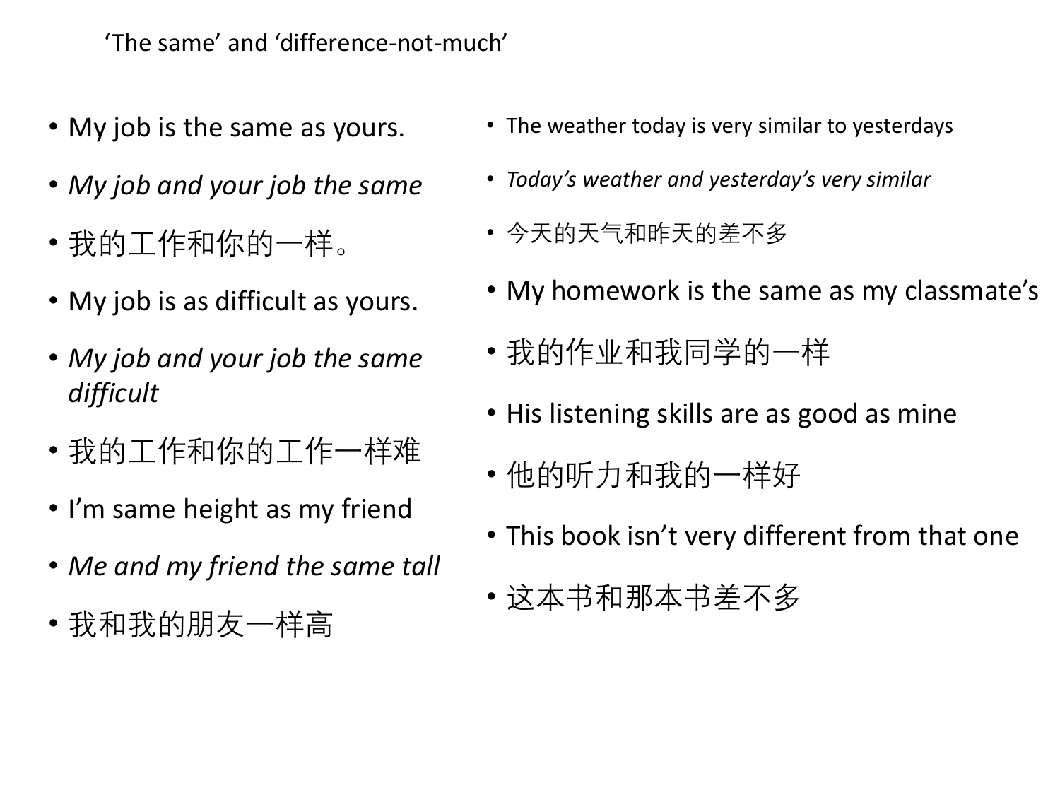‘The same’ and ‘difference-not-much’

- My job is the same as yours.
- *My job and your job the same*
- 我的工作和你的一样。
- My job is as difficult as yours.
- *My job and your job the same difficult*
- 我的工作和你的工作一样难
- I’m same height as my friend
- *Me and my friend the same tall*
- 我和我的朋友一样高
- The weather today is very similar to yesterdays
- *Today’s weather and yesterday’s very similar*
- 今天的天气和昨天的差不多
- My homework is the same as my classmate’s
- 我的作业和我同学的一样
- His listening skills are as good as mine
- 他的听力和我的一样好
- This book isn’t very different from that one
- 这本书和那本书差不多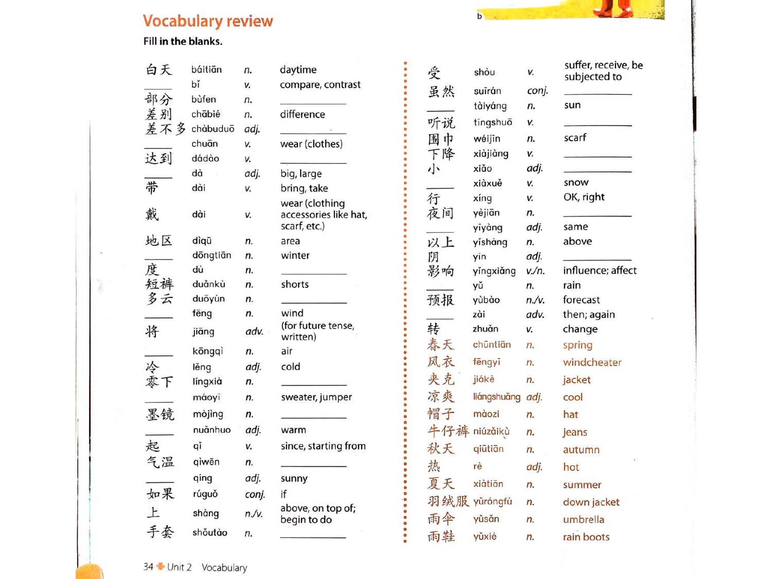## Vocabulary review

**Fill in the blanks.**

| Chinese | Pinyin | Part of speech | English |
|---|---|---|---|
| 白天 | báitiān | *n.* | daytime |
| ____ | bǐ | *v.* | compare, contrast |
| 部分 | bùfen | *n.* | ____ |
| 差别 | chābié | *n.* | difference |
| 差不多 | chàbuduō | *adj.* | ____ |
| ____ | chuān | *v.* | wear (clothes) |
| 达到 | dádào | *v.* | ____ |
| ____ | dà | *adj.* | big, large |
| 带 | dài | *v.* | bring, take |
| 戴 | dài | *v.* | wear (clothing accessories like hat, scarf, etc.) |
| 地区 | dìqū | *n.* | area |
| ____ | dōngtiān | *n.* | winter |
| 度 | dù | *n.* | ____ |
| 短裤 | duǎnkù | *n.* | shorts |
| 多云 | duōyún | *n.* | ____ |
| ____ | fēng | *n.* | wind |
| 将 | jiāng | *adv.* | (for future tense, written) |
| ____ | kōngqì | *n.* | air |
| 冷 | lěng | *adj.* | cold |
| 零下 | língxià | *n.* | ____ |
| ____ | máoyī | *n.* | sweater, jumper |
| 墨镜 | mòjìng | *n.* | ____ |
| ____ | nuǎnhuo | *adj.* | warm |
| 起 | qǐ | *v.* | since, starting from |
| 气温 | qìwēn | *n.* | ____ |
| ____ | qíng | *adj.* | sunny |
| 如果 | rúguǒ | *conj.* | if |
| 上 | shàng | *n./v.* | above, on top of; begin to do |
| 手套 | shǒutào | *n.* | ____ |
| 受 | shòu | *v.* | suffer, receive, be subjected to |
| 虽然 | suīrán | *conj.* | ____ |
| ____ | tàiyáng | *n.* | sun |
| 听说 | tīngshuō | *v.* | ____ |
| 围巾 | wéijīn | *n.* | scarf |
| 下降 | xiàjiàng | *v.* | ____ |
| 小 | xiǎo | *adj.* | ____ |
| ____ | xiàxuě | *v.* | snow |
| 行 | xíng | *v.* | OK, right |
| 夜间 | yèjiān | *n.* | ____ |
| ____ | yíyàng | *adj.* | same |
| 以上 | yǐshàng | *n.* | above |
| 阴 | yīn | *adj.* | ____ |
| 影响 | yǐngxiǎng | *v./n.* | influence; affect |
| ____ | yǔ | *n.* | rain |
| 预报 | yùbào | *n./v.* | forecast |
| ____ | zài | *adv.* | then; again |
| 转 | zhuǎn | *v.* | change |
| 春天 | chūntiān | *n.* | spring |
| 风衣 | fēngyī | *n.* | windcheater |
| 夹克 | jiákè | *n.* | jacket |
| 凉爽 | liángshuǎng | *adj.* | cool |
| 帽子 | màozi | *n.* | hat |
| 牛仔裤 | niúzǎikù | *n.* | jeans |
| 秋天 | qiūtiān | *n.* | autumn |
| 热 | rè | *adj.* | hot |
| 夏天 | xiàtiān | *n.* | summer |
| 羽绒服 | yǔróngfú | *n.* | down jacket |
| 雨伞 | yǔsǎn | *n.* | umbrella |
| 雨鞋 | yǔxié | *n.* | rain boots |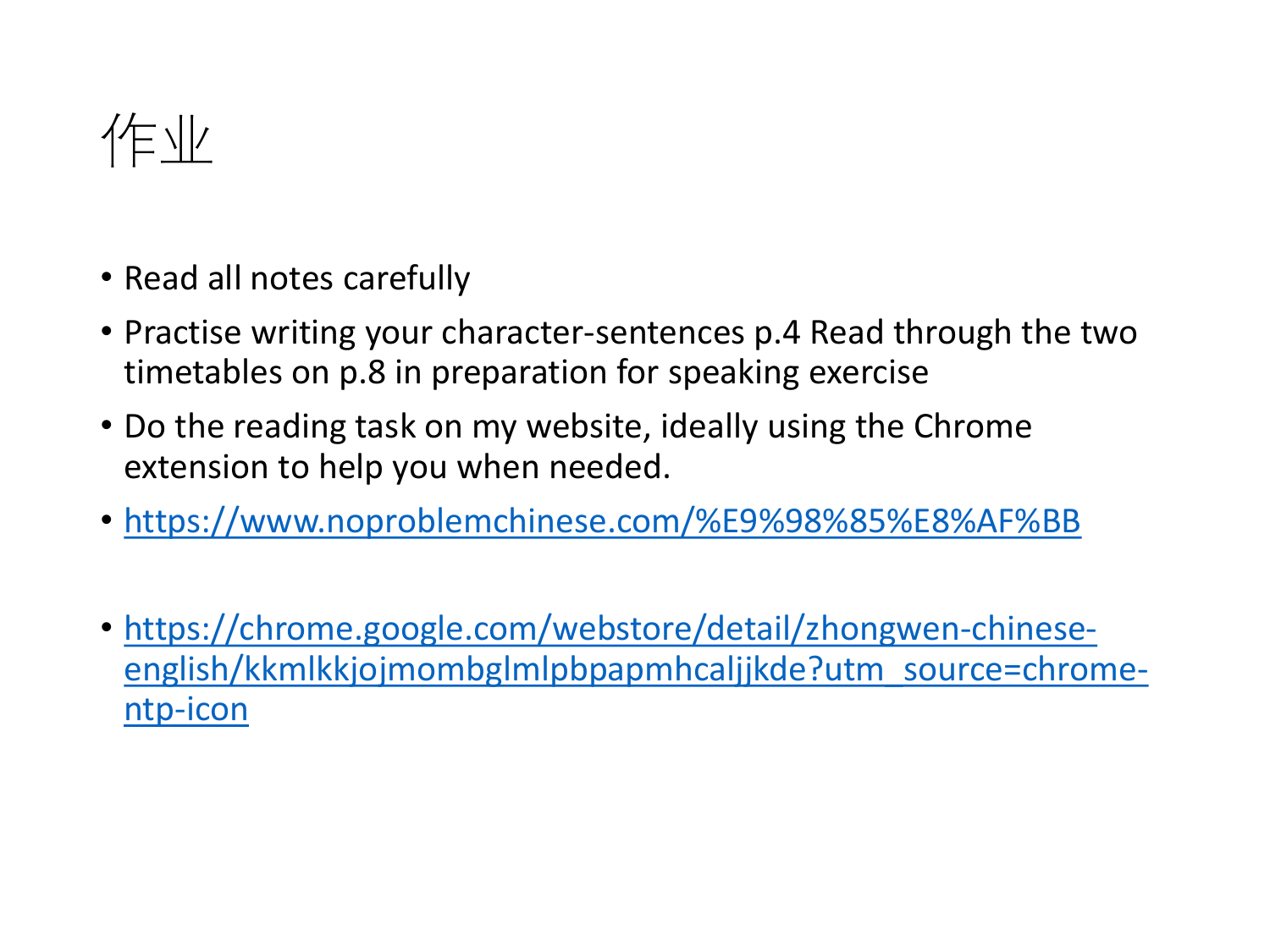# 作业

- Read all notes carefully
- Practise writing your character-sentences p.4 Read through the two timetables on p.8 in preparation for speaking exercise
- Do the reading task on my website, ideally using the Chrome extension to help you when needed.
- https://www.noproblemchinese.com/%E9%98%85%E8%AF%BB
- https://chrome.google.com/webstore/detail/zhongwen-chinese-english/kkmlkkjojmombglmlpbpapmhcaljjkde?utm_source=chrome-ntp-icon